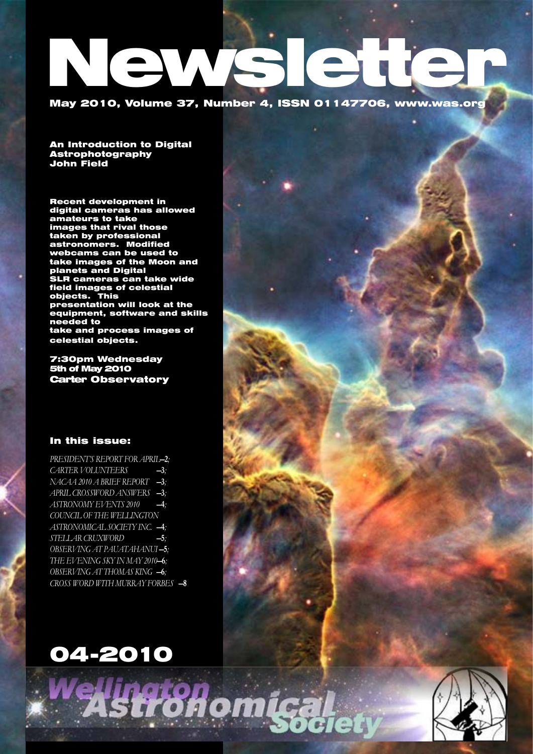# Newsletter

**May 2010, Volume 37, Number 4, ISSN 01147706, www.was.org**

## An Introduction to Digital Astrophotography
**John Field**

**Recent development in digital cameras has allowed amateurs to take images that rival those taken by professional astronomers. Modified webcams can be used to take images of the Moon and planets and Digital SLR cameras can take wide field images of celestial objects. This presentation will look at the equipment, software and skills needed to take and process images of celestial objects.**

**7:30pm Wednesday 5th of May 2010**
**Carter Observatory**

### In this issue:

*PRESIDENT'S REPORT FOR APRIL*—2;
*CARTER VOLUNTEERS* —3;
*NACAA 2010 A BRIEF REPORT* —3;
*APRIL CROSSWORD ANSWERS* —3;
*ASTRONOMY EVENTS 2010* —4;
*COUNCIL OF THE WELLINGTON ASTRONOMICAL SOCIETY INC.* —4;
*STELLAR CRUXWORD* —5;
*OBSERVING AT PAUATAHANUI*—5;
*THE EVENING SKY IN MAY 2010*—6;
*OBSERVING AT THOMAS KING* —6;
*CROSS WORD WITH MURRAY FORBES* —8

## 04-2010

Wellington Astronomical Society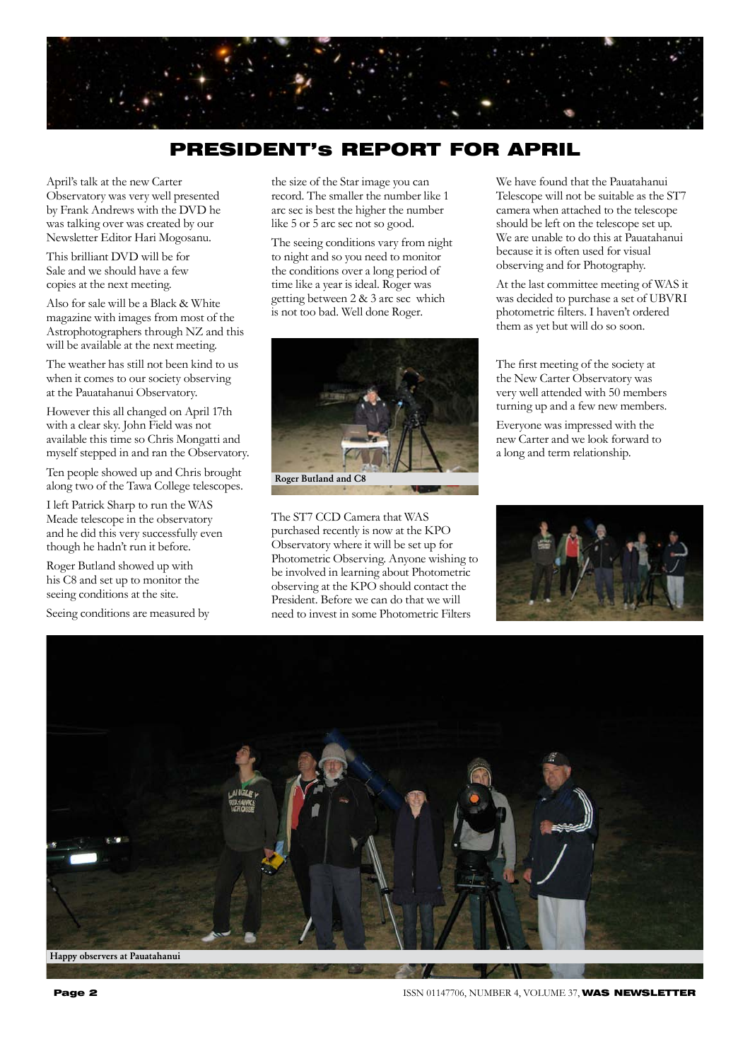# PRESIDENT's REPORT FOR APRIL

April's talk at the new Carter Observatory was very well presented by Frank Andrews with the DVD he was talking over was created by our Newsletter Editor Hari Mogosanu.

This brilliant DVD will be for Sale and we should have a few copies at the next meeting.

Also for sale will be a Black & White magazine with images from most of the Astrophotographers through NZ and this will be available at the next meeting.

The weather has still not been kind to us when it comes to our society observing at the Pauatahanui Observatory.

However this all changed on April 17th with a clear sky. John Field was not available this time so Chris Mongatti and myself stepped in and ran the Observatory.

Ten people showed up and Chris brought along two of the Tawa College telescopes.

I left Patrick Sharp to run the WAS Meade telescope in the observatory and he did this very successfully even though he hadn't run it before.

Roger Butland showed up with his C8 and set up to monitor the seeing conditions at the site.

Seeing conditions are measured by the size of the Star image you can record. The smaller the number like 1 arc sec is best the higher the number like 5 or 5 arc sec not so good.

The seeing conditions vary from night to night and so you need to monitor the conditions over a long period of time like a year is ideal. Roger was getting between 2 & 3 arc sec which is not too bad. Well done Roger.

**Roger Butland and C8**

The ST7 CCD Camera that WAS purchased recently is now at the KPO Observatory where it will be set up for Photometric Observing. Anyone wishing to be involved in learning about Photometric observing at the KPO should contact the President. Before we can do that we will need to invest in some Photometric Filters

We have found that the Pauatahanui Telescope will not be suitable as the ST7 camera when attached to the telescope should be left on the telescope set up. We are unable to do this at Pauatahanui because it is often used for visual observing and for Photography.

At the last committee meeting of WAS it was decided to purchase a set of UBVRI photometric filters. I haven't ordered them as yet but will do so soon.

The first meeting of the society at the New Carter Observatory was very well attended with 50 members turning up and a few new members.

Everyone was impressed with the new Carter and we look forward to a long and term relationship.

**Happy observers at Pauatahanui**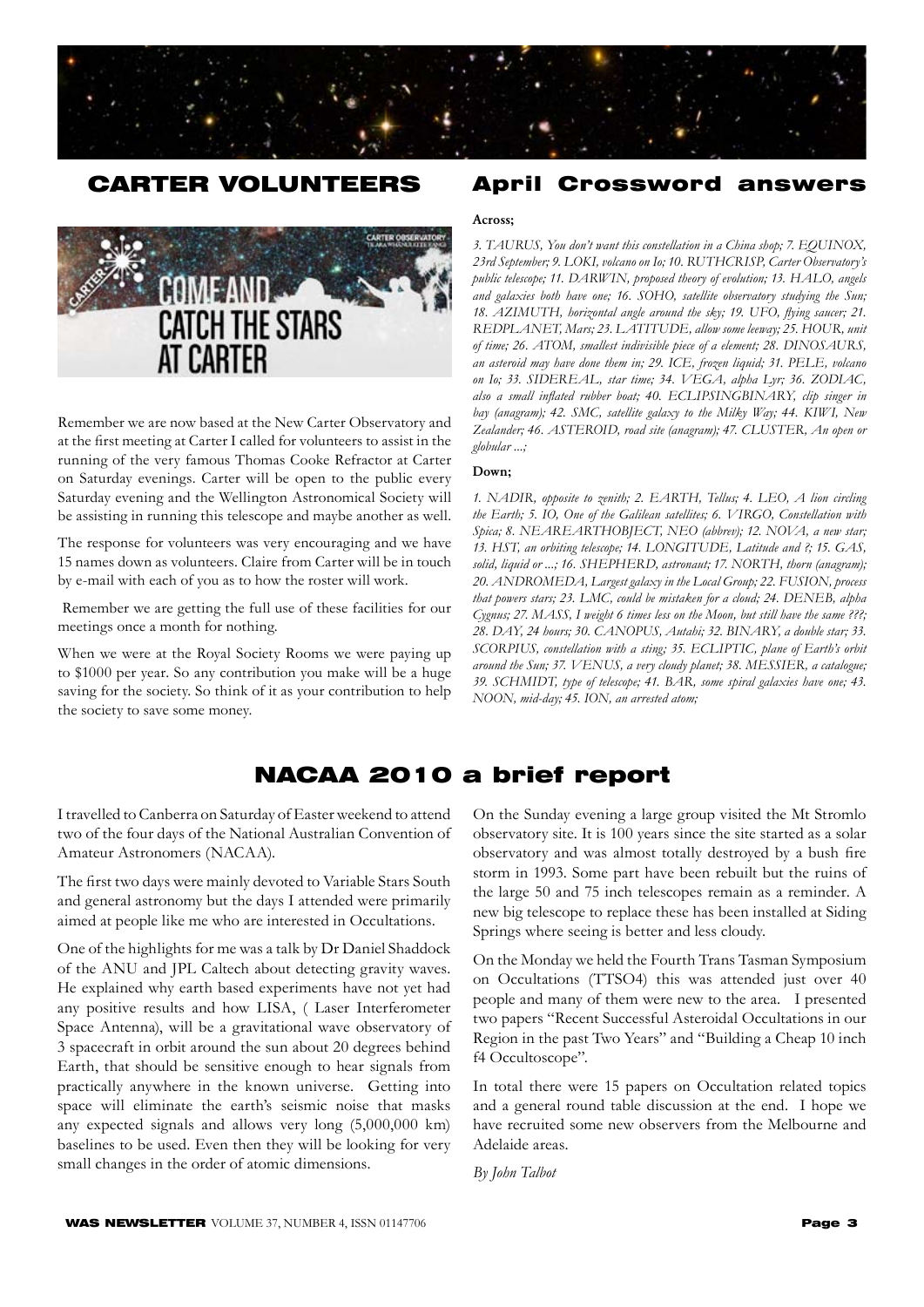## CARTER VOLUNTEERS

Remember we are now based at the New Carter Observatory and at the first meeting at Carter I called for volunteers to assist in the running of the very famous Thomas Cooke Refractor at Carter on Saturday evenings. Carter will be open to the public every Saturday evening and the Wellington Astronomical Society will be assisting in running this telescope and maybe another as well.

The response for volunteers was very encouraging and we have 15 names down as volunteers. Claire from Carter will be in touch by e-mail with each of you as to how the roster will work.

Remember we are getting the full use of these facilities for our meetings once a month for nothing.

When we were at the Royal Society Rooms we were paying up to $1000 per year. So any contribution you make will be a huge saving for the society. So think of it as your contribution to help the society to save some money.

## April Crossword answers

**Across;**

*3. TAURUS, You don't want this constellation in a China shop; 7. EQUINOX, 23rd September; 9. LOKI, volcano on Io; 10. RUTHCRISP, Carter Observatory's public telescope; 11. DARWIN, proposed theory of evolution; 13. HALO, angels and galaxies both have one; 16. SOHO, satellite observatory studying the Sun; 18. AZIMUTH, horizontal angle around the sky; 19. UFO, flying saucer; 21. REDPLANET, Mars; 23. LATITUDE, allow some leeway; 25. HOUR, unit of time; 26. ATOM, smallest indivisible piece of a element; 28. DINOSAURS, an asteroid may have done them in; 29. ICE, frozen liquid; 31. PELE, volcano on Io; 33. SIDEREAL, star time; 34. VEGA, alpha Lyr; 36. ZODIAC, also a small inflated rubber boat; 40. ECLIPSINGBINARY, clip singer in bay (anagram); 42. SMC, satellite galaxy to the Milky Way; 44. KIWI, New Zealander; 46. ASTEROID, road site (anagram); 47. CLUSTER, An open or globular ...;*

**Down;**

*1. NADIR, opposite to zenith; 2. EARTH, Tellus; 4. LEO, A lion circling the Earth; 5. IO, One of the Galilean satellites; 6. VIRGO, Constellation with Spica; 8. NEAREARTHOBJECT, NEO (abbrev); 12. NOVA, a new star; 13. HST, an orbiting telescope; 14. LONGITUDE, Latitude and ?; 15. GAS, solid, liquid or ...; 16. SHEPHERD, astronaut; 17. NORTH, thorn (anagram); 20. ANDROMEDA, Largest galaxy in the Local Group; 22. FUSION, process that powers stars; 23. LMC, could be mistaken for a cloud; 24. DENEB, alpha Cygnus; 27. MASS, I weight 6 times less on the Moon, but still have the same ???; 28. DAY, 24 hours; 30. CANOPUS, Autahi; 32. BINARY, a double star; 33. SCORPIUS, constellation with a sting; 35. ECLIPTIC, plane of Earth's orbit around the Sun; 37. VENUS, a very cloudy planet; 38. MESSIER, a catalogue; 39. SCHMIDT, type of telescope; 41. BAR, some spiral galaxies have one; 43. NOON, mid-day; 45. ION, an arrested atom;*

## NACAA 2010 a brief report

I travelled to Canberra on Saturday of Easter weekend to attend two of the four days of the National Australian Convention of Amateur Astronomers (NACAA).

The first two days were mainly devoted to Variable Stars South and general astronomy but the days I attended were primarily aimed at people like me who are interested in Occultations.

One of the highlights for me was a talk by Dr Daniel Shaddock of the ANU and JPL Caltech about detecting gravity waves. He explained why earth based experiments have not yet had any positive results and how LISA, ( Laser Interferometer Space Antenna), will be a gravitational wave observatory of 3 spacecraft in orbit around the sun about 20 degrees behind Earth, that should be sensitive enough to hear signals from practically anywhere in the known universe. Getting into space will eliminate the earth's seismic noise that masks any expected signals and allows very long (5,000,000 km) baselines to be used. Even then they will be looking for very small changes in the order of atomic dimensions.

On the Sunday evening a large group visited the Mt Stromlo observatory site. It is 100 years since the site started as a solar observatory and was almost totally destroyed by a bush fire storm in 1993. Some part have been rebuilt but the ruins of the large 50 and 75 inch telescopes remain as a reminder. A new big telescope to replace these has been installed at Siding Springs where seeing is better and less cloudy.

On the Monday we held the Fourth Trans Tasman Symposium on Occultations (TTSO4) this was attended just over 40 people and many of them were new to the area. I presented two papers "Recent Successful Asteroidal Occultations in our Region in the past Two Years" and "Building a Cheap 10 inch f4 Occultoscope".

In total there were 15 papers on Occultation related topics and a general round table discussion at the end. I hope we have recruited some new observers from the Melbourne and Adelaide areas.

*By John Talbot*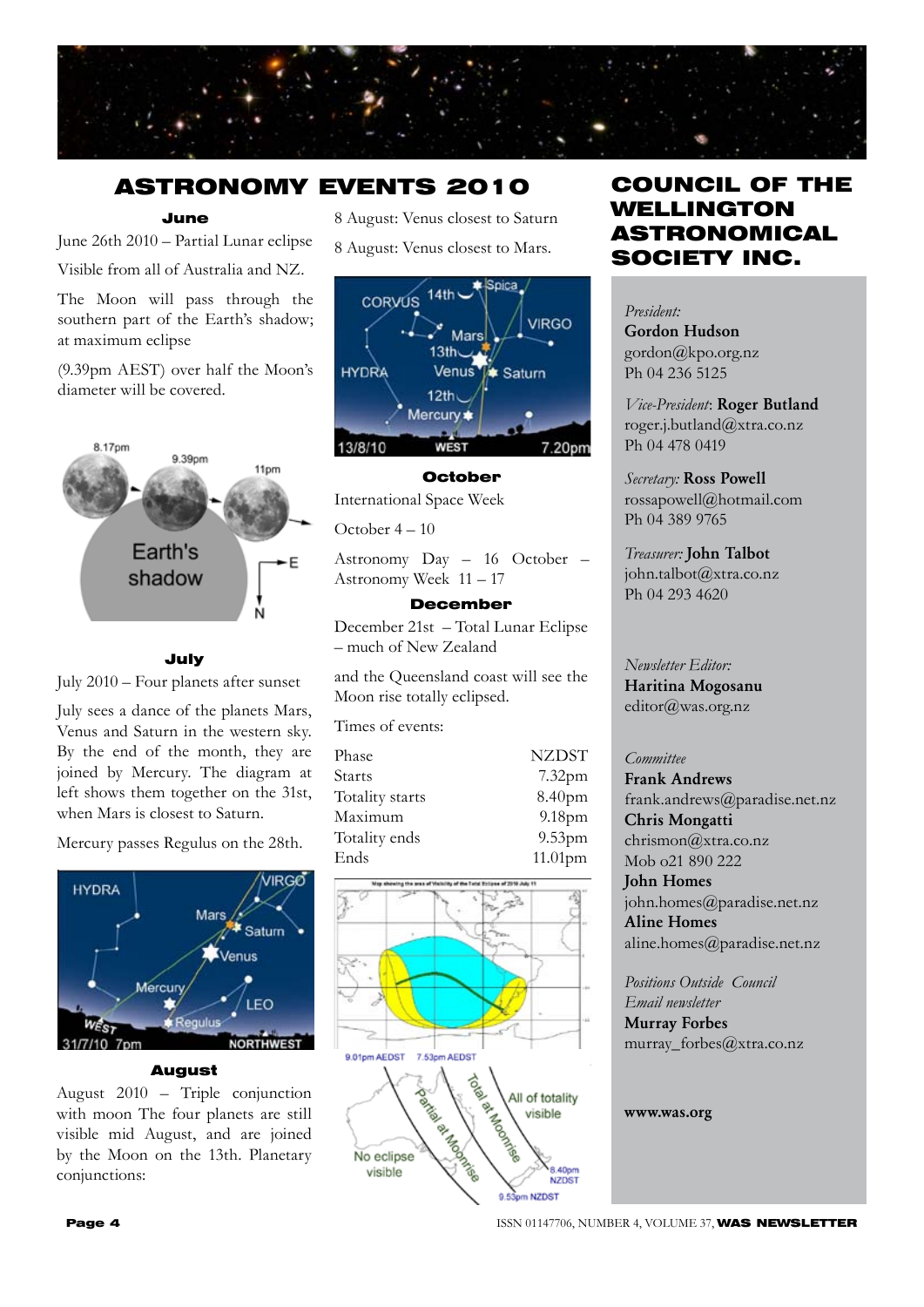# ASTRONOMY EVENTS 2010

### June

June 26th 2010 – Partial Lunar eclipse

Visible from all of Australia and NZ.

The Moon will pass through the southern part of the Earth's shadow; at maximum eclipse

(9.39pm AEST) over half the Moon's diameter will be covered.

### July

July 2010 – Four planets after sunset

July sees a dance of the planets Mars, Venus and Saturn in the western sky. By the end of the month, they are joined by Mercury. The diagram at left shows them together on the 31st, when Mars is closest to Saturn.

Mercury passes Regulus on the 28th.

### August

August 2010 – Triple conjunction with moon The four planets are still visible mid August, and are joined by the Moon on the 13th. Planetary conjunctions:

8 August: Venus closest to Saturn

8 August: Venus closest to Mars.

### October

International Space Week

October 4 – 10

Astronomy Day – 16 October – Astronomy Week 11 – 17

### December

December 21st – Total Lunar Eclipse – much of New Zealand

and the Queensland coast will see the Moon rise totally eclipsed.

Times of events:

| Phase | NZDST |
|---|---|
| Starts | 7.32pm |
| Totality starts | 8.40pm |
| Maximum | 9.18pm |
| Totality ends | 9.53pm |
| Ends | 11.01pm |

# COUNCIL OF THE WELLINGTON ASTRONOMICAL SOCIETY INC.

*President:*
**Gordon Hudson**
gordon@kpo.org.nz
Ph 04 236 5125

*Vice-President*: **Roger Butland**
roger.j.butland@xtra.co.nz
Ph 04 478 0419

*Secretary:* **Ross Powell**
rossapowell@hotmail.com
Ph 04 389 9765

*Treasurer:* **John Talbot**
john.talbot@xtra.co.nz
Ph 04 293 4620

*Newsletter Editor:*
**Haritina Mogosanu**
editor@was.org.nz

*Committee*
**Frank Andrews**
frank.andrews@paradise.net.nz
**Chris Mongatti**
chrismon@xtra.co.nz
Mob o21 890 222
**John Homes**
john.homes@paradise.net.nz
**Aline Homes**
aline.homes@paradise.net.nz

*Positions Outside Council*
*Email newsletter*
**Murray Forbes**
murray_forbes@xtra.co.nz

**www.was.org**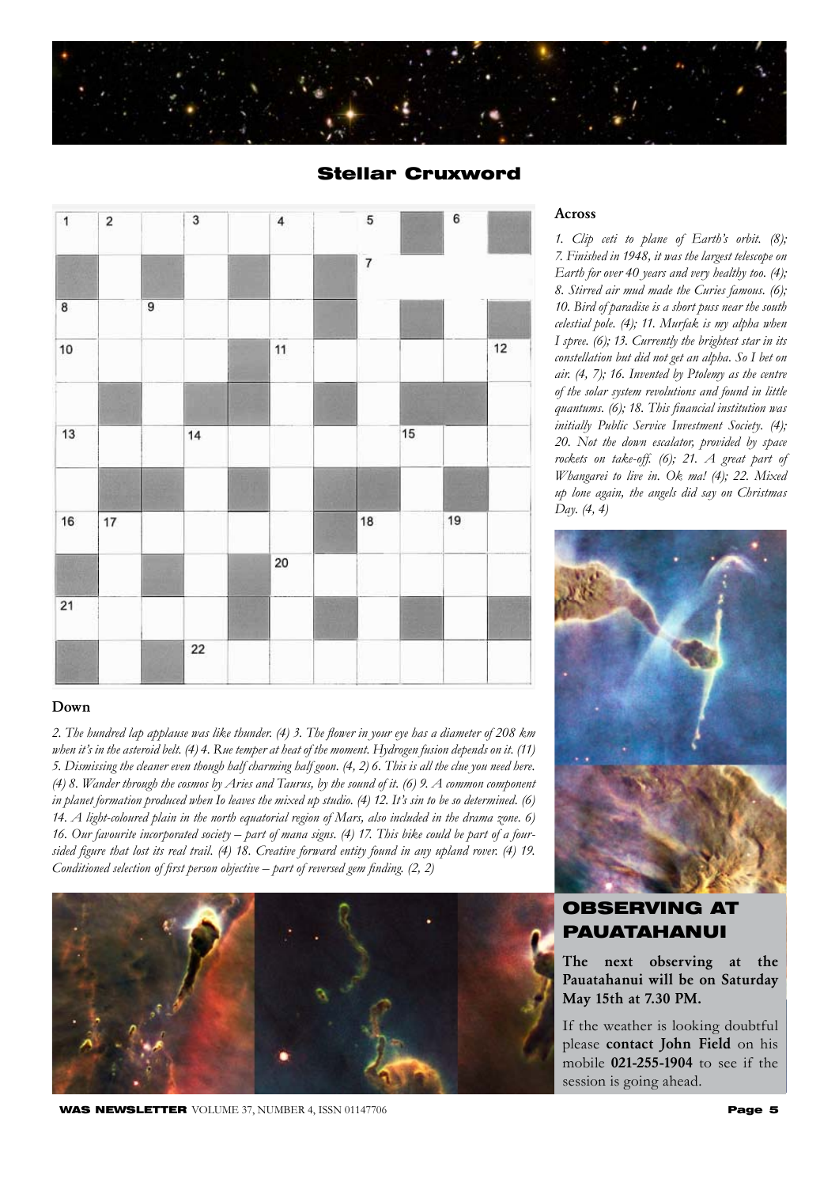# Stellar Cruxword

## Across

*1. Clip ceti to plane of Earth's orbit. (8); 7. Finished in 1948, it was the largest telescope on Earth for over 40 years and very healthy too. (4); 8. Stirred air mud made the Curies famous. (6); 10. Bird of paradise is a short puss near the south celestial pole. (4); 11. Murfak is my alpha when I spree. (6); 13. Currently the brightest star in its constellation but did not get an alpha. So I bet on air. (4, 7); 16. Invented by Ptolemy as the centre of the solar system revolutions and found in little quantums. (6); 18. This financial institution was initially Public Service Investment Society. (4); 20. Not the down escalator, provided by space rockets on take-off. (6); 21. A great part of Whangarei to live in. Ok ma! (4); 22. Mixed up lone again, the angels did say on Christmas Day. (4, 4)*

## Down

*2. The hundred lap applause was like thunder. (4) 3. The flower in your eye has a diameter of 208 km when it's in the asteroid belt. (4) 4. Rue temper at heat of the moment. Hydrogen fusion depends on it. (11) 5. Dismissing the cleaner even though half charming half goon. (4, 2) 6. This is all the clue you need here. (4) 8. Wander through the cosmos by Aries and Taurus, by the sound of it. (6) 9. A common component in planet formation produced when Io leaves the mixed up studio. (4) 12. It's sin to be so determined. (6) 14. A light-coloured plain in the north equatorial region of Mars, also included in the drama zone. 6) 16. Our favourite incorporated society – part of mana signs. (4) 17. This bike could be part of a four-sided figure that lost its real trail. (4) 18. Creative forward entity found in any upland rover. (4) 19. Conditioned selection of first person objective – part of reversed gem finding. (2, 2)*

## OBSERVING AT PAUATAHANUI

**The next observing at the Pauatahanui will be on Saturday May 15th at 7.30 PM.**

If the weather is looking doubtful please **contact John Field** on his mobile **021-255-1904** to see if the session is going ahead.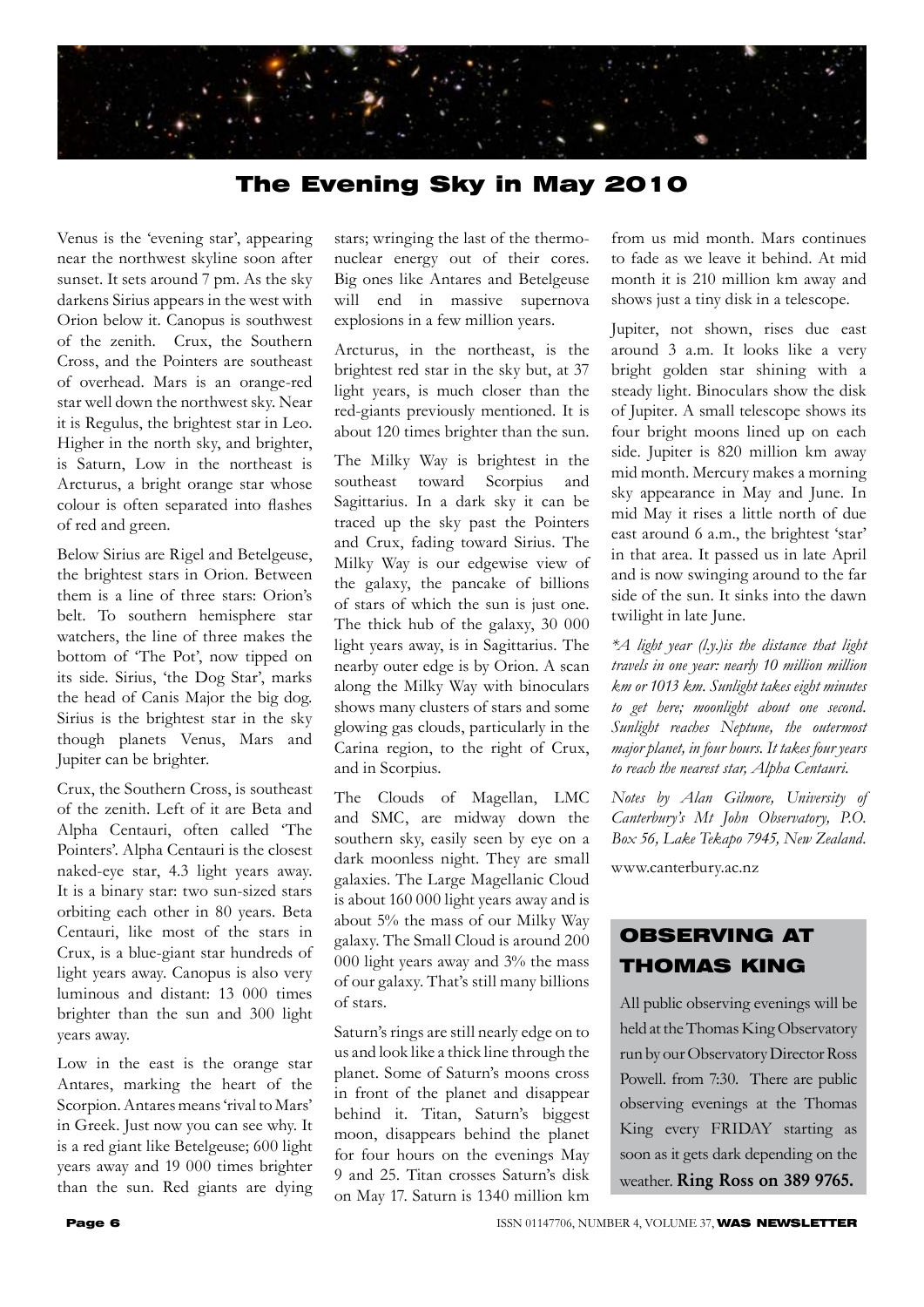# The Evening Sky in May 2010

Venus is the 'evening star', appearing near the northwest skyline soon after sunset. It sets around 7 pm. As the sky darkens Sirius appears in the west with Orion below it. Canopus is southwest of the zenith. Crux, the Southern Cross, and the Pointers are southeast of overhead. Mars is an orange-red star well down the northwest sky. Near it is Regulus, the brightest star in Leo. Higher in the north sky, and brighter, is Saturn, Low in the northeast is Arcturus, a bright orange star whose colour is often separated into flashes of red and green.

Below Sirius are Rigel and Betelgeuse, the brightest stars in Orion. Between them is a line of three stars: Orion's belt. To southern hemisphere star watchers, the line of three makes the bottom of 'The Pot', now tipped on its side. Sirius, 'the Dog Star', marks the head of Canis Major the big dog. Sirius is the brightest star in the sky though planets Venus, Mars and Jupiter can be brighter.

Crux, the Southern Cross, is southeast of the zenith. Left of it are Beta and Alpha Centauri, often called 'The Pointers'. Alpha Centauri is the closest naked-eye star, 4.3 light years away. It is a binary star: two sun-sized stars orbiting each other in 80 years. Beta Centauri, like most of the stars in Crux, is a blue-giant star hundreds of light years away. Canopus is also very luminous and distant: 13 000 times brighter than the sun and 300 light years away.

Low in the east is the orange star Antares, marking the heart of the Scorpion. Antares means 'rival to Mars' in Greek. Just now you can see why. It is a red giant like Betelgeuse; 600 light years away and 19 000 times brighter than the sun. Red giants are dying stars; wringing the last of the thermonuclear energy out of their cores. Big ones like Antares and Betelgeuse will end in massive supernova explosions in a few million years.

Arcturus, in the northeast, is the brightest red star in the sky but, at 37 light years, is much closer than the red-giants previously mentioned. It is about 120 times brighter than the sun.

The Milky Way is brightest in the southeast toward Scorpius and Sagittarius. In a dark sky it can be traced up the sky past the Pointers and Crux, fading toward Sirius. The Milky Way is our edgewise view of the galaxy, the pancake of billions of stars of which the sun is just one. The thick hub of the galaxy, 30 000 light years away, is in Sagittarius. The nearby outer edge is by Orion. A scan along the Milky Way with binoculars shows many clusters of stars and some glowing gas clouds, particularly in the Carina region, to the right of Crux, and in Scorpius.

The Clouds of Magellan, LMC and SMC, are midway down the southern sky, easily seen by eye on a dark moonless night. They are small galaxies. The Large Magellanic Cloud is about 160 000 light years away and is about 5% the mass of our Milky Way galaxy. The Small Cloud is around 200 000 light years away and 3% the mass of our galaxy. That's still many billions of stars.

Saturn's rings are still nearly edge on to us and look like a thick line through the planet. Some of Saturn's moons cross in front of the planet and disappear behind it. Titan, Saturn's biggest moon, disappears behind the planet for four hours on the evenings May 9 and 25. Titan crosses Saturn's disk on May 17. Saturn is 1340 million km from us mid month. Mars continues to fade as we leave it behind. At mid month it is 210 million km away and shows just a tiny disk in a telescope.

Jupiter, not shown, rises due east around 3 a.m. It looks like a very bright golden star shining with a steady light. Binoculars show the disk of Jupiter. A small telescope shows its four bright moons lined up on each side. Jupiter is 820 million km away mid month. Mercury makes a morning sky appearance in May and June. In mid May it rises a little north of due east around 6 a.m., the brightest 'star' in that area. It passed us in late April and is now swinging around to the far side of the sun. It sinks into the dawn twilight in late June.

*\*A light year (l.y.)is the distance that light travels in one year: nearly 10 million million km or 1013 km. Sunlight takes eight minutes to get here; moonlight about one second. Sunlight reaches Neptune, the outermost major planet, in four hours. It takes four years to reach the nearest star, Alpha Centauri.*

*Notes by Alan Gilmore, University of Canterbury's Mt John Observatory, P.O. Box 56, Lake Tekapo 7945, New Zealand.*

www.canterbury.ac.nz

## OBSERVING AT THOMAS KING

All public observing evenings will be held at the Thomas King Observatory run by our Observatory Director Ross Powell. from 7:30. There are public observing evenings at the Thomas King every FRIDAY starting as soon as it gets dark depending on the weather. **Ring Ross on 389 9765.**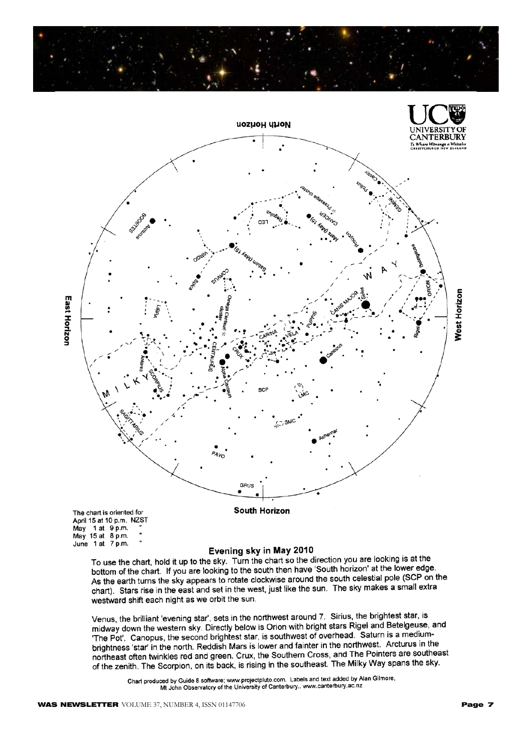The chart is oriented for
April 15 at 10 p.m. NZST
May 1 at 9 p.m. "
May 15 at 8 p.m. "
June 1 at 7 p.m. "

## Evening sky in May 2010

To use the chart, hold it up to the sky. Turn the chart so the direction you are looking is at the bottom of the chart. If you are looking to the south then have 'South horizon' at the lower edge. As the earth turns the sky appears to rotate clockwise around the south celestial pole (SCP on the chart). Stars rise in the east and set in the west, just like the sun. The sky makes a small extra westward shift each night as we orbit the sun.

Venus, the brilliant 'evening star', sets in the northwest around 7. Sirius, the brightest star, is midway down the western sky. Directly below is Orion with bright stars Rigel and Betelgeuse, and 'The Pot'. Canopus, the second brightest star, is southwest of overhead. Saturn is a medium-brightness 'star' in the north. Reddish Mars is lower and fainter in the northwest. Arcturus in the northeast often twinkles red and green. Crux, the Southern Cross, and The Pointers are southeast of the zenith. The Scorpion, on its back, is rising in the southeast. The Milky Way spans the sky.

Chart produced by Guide 8 software; www.projectpluto.com. Labels and text added by Alan Gilmore, Mt John Observatory of the University of Canterbury.. www.canterbury.ac.nz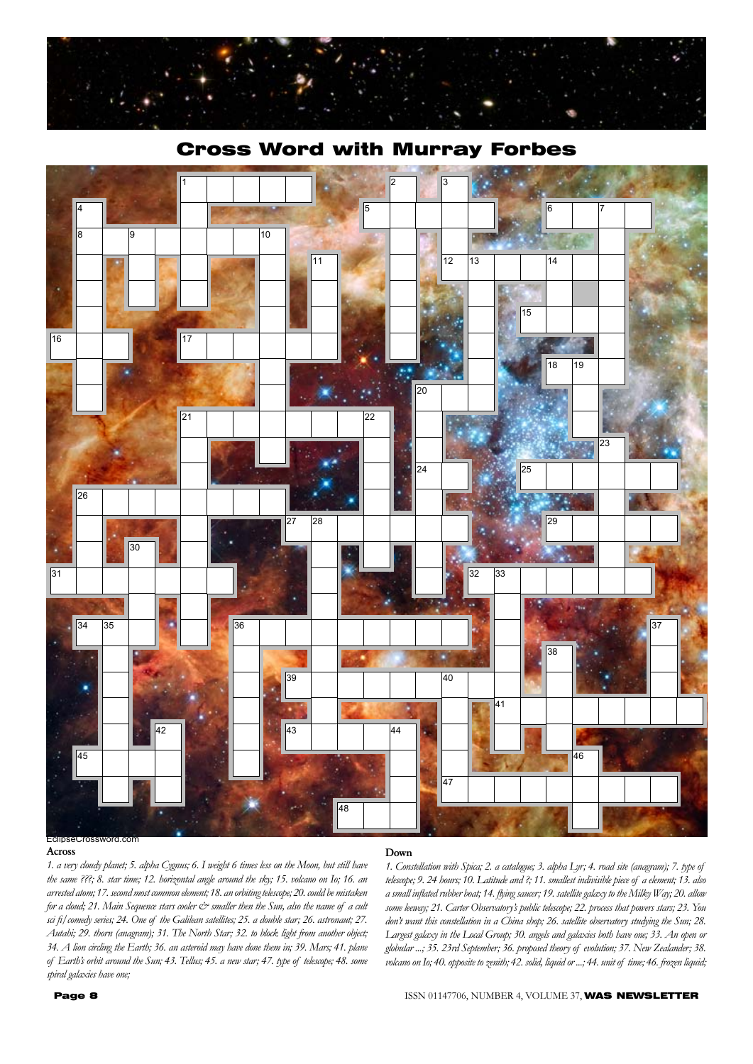# Cross Word with Murray Forbes

EclipseCrossword.com

**Across**

*1. a very cloudy planet; 5. alpha Cygnus; 6. I weight 6 times less on the Moon, but still have the same ???; 8. star time; 12. horizontal angle around the sky; 15. volcano on Io; 16. an arrested atom; 17. second most common element; 18. an orbiting telescope; 20. could be mistaken for a cloud; 21. Main Sequence stars cooler & smaller then the Sun, also the name of a cult sci fi/comedy series; 24. One of the Galilean satellites; 25. a double star; 26. astronaut; 27. Autahi; 29. thorn (anagram); 31. The North Star; 32. to block light from another object; 34. A lion circling the Earth; 36. an asteroid may have done them in; 39. Mars; 41. plane of Earth's orbit around the Sun; 43. Tellus; 45. a new star; 47. type of telescope; 48. some spiral galaxies have one;*

**Down**

*1. Constellation with Spica; 2. a catalogue; 3. alpha Lyr; 4. road site (anagram); 7. type of telescope; 9. 24 hours; 10. Latitude and ?; 11. smallest indivisible piece of a element; 13. also a small inflated rubber boat; 14. flying saucer; 19. satellite galaxy to the Milky Way; 20. allow some leeway; 21. Carter Observatory's public telescope; 22. process that powers stars; 23. You don't want this constellation in a China shop; 26. satellite observatory studying the Sun; 28. Largest galaxy in the Local Group; 30. angels and galaxies both have one; 33. An open or globular ...; 35. 23rd September; 36. proposed theory of evolution; 37. New Zealander; 38. volcano on Io; 40. opposite to zenith; 42. solid, liquid or ...; 44. unit of time; 46. frozen liquid;*